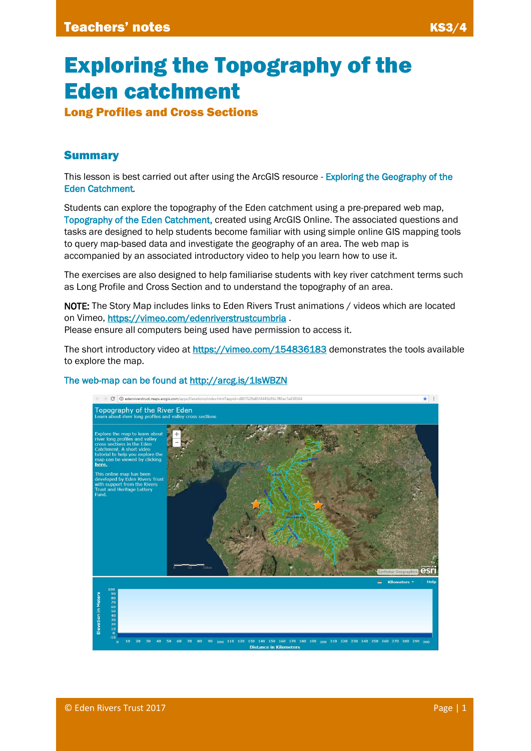# Exploring the Topography of the Eden catchment

## Long Profiles and Cross Sections

### Summary

This lesson is best carried out after using the ArcGIS resource - Exploring the Geography of the Eden Catchment.

Students can explore the topography of the Eden catchment using a pre-prepared web map, Topography of the Eden Catchment, created using ArcGIS Online. The associated questions and tasks are designed to help students become familiar with using simple online GIS mapping tools to query map-based data and investigate the geography of an area. The web map is accompanied by an associated introductory video to help you learn how to use it.

The exercises are also designed to help familiarise students with key river catchment terms such as Long Profile and Cross Section and to understand the topography of an area.

**NOTE:** The Story Map includes links to Eden Rivers Trust animations / videos which are located on Vimeo, https://vimeo.com/edenriverstrustcumbria .
Please ensure all computers being used have permission to access it.

The short introductory video at https://vimeo.com/154836183 demonstrates the tools available to explore the map.

The web-map can be found at http://arcg.is/1lsWBZN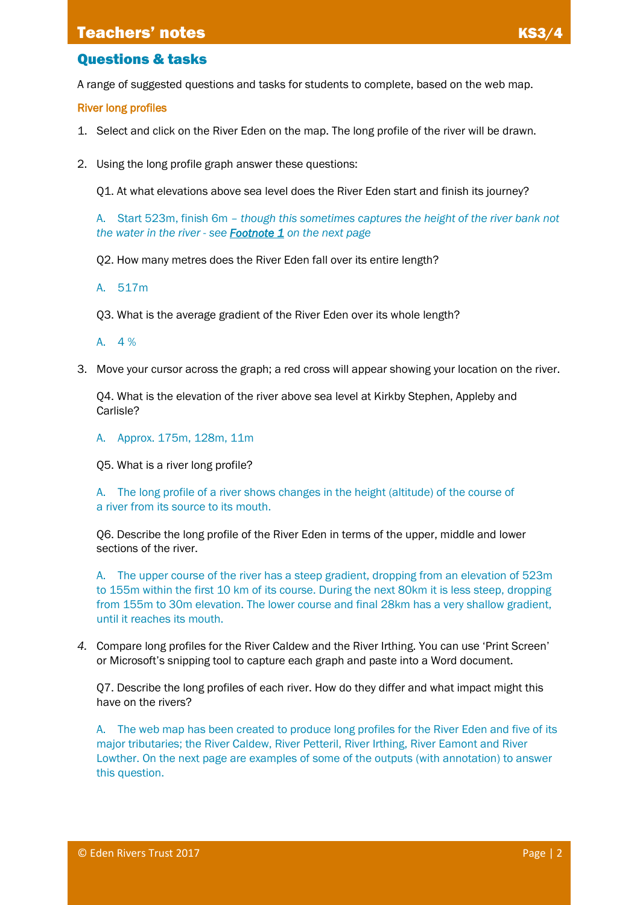## Questions & tasks

A range of suggested questions and tasks for students to complete, based on the web map.

### River long profiles

1. Select and click on the River Eden on the map. The long profile of the river will be drawn.

2. Using the long profile graph answer these questions:

   Q1. At what elevations above sea level does the River Eden start and finish its journey?

   A. Start 523m, finish 6m – *though this sometimes captures the height of the river bank not the water in the river - see* ***Footnote 1*** *on the next page*

   Q2. How many metres does the River Eden fall over its entire length?

   A. 517m

   Q3. What is the average gradient of the River Eden over its whole length?

   A. 4 %

3. Move your cursor across the graph; a red cross will appear showing your location on the river.

   Q4. What is the elevation of the river above sea level at Kirkby Stephen, Appleby and Carlisle?

   A. Approx. 175m, 128m, 11m

   Q5. What is a river long profile?

   A. The long profile of a river shows changes in the height (altitude) of the course of a river from its source to its mouth.

   Q6. Describe the long profile of the River Eden in terms of the upper, middle and lower sections of the river.

   A. The upper course of the river has a steep gradient, dropping from an elevation of 523m to 155m within the first 10 km of its course. During the next 80km it is less steep, dropping from 155m to 30m elevation. The lower course and final 28km has a very shallow gradient, until it reaches its mouth.

*4.* Compare long profiles for the River Caldew and the River Irthing. You can use 'Print Screen' or Microsoft's snipping tool to capture each graph and paste into a Word document.

   Q7. Describe the long profiles of each river. How do they differ and what impact might this have on the rivers?

   A. The web map has been created to produce long profiles for the River Eden and five of its major tributaries; the River Caldew, River Petteril, River Irthing, River Eamont and River Lowther. On the next page are examples of some of the outputs (with annotation) to answer this question.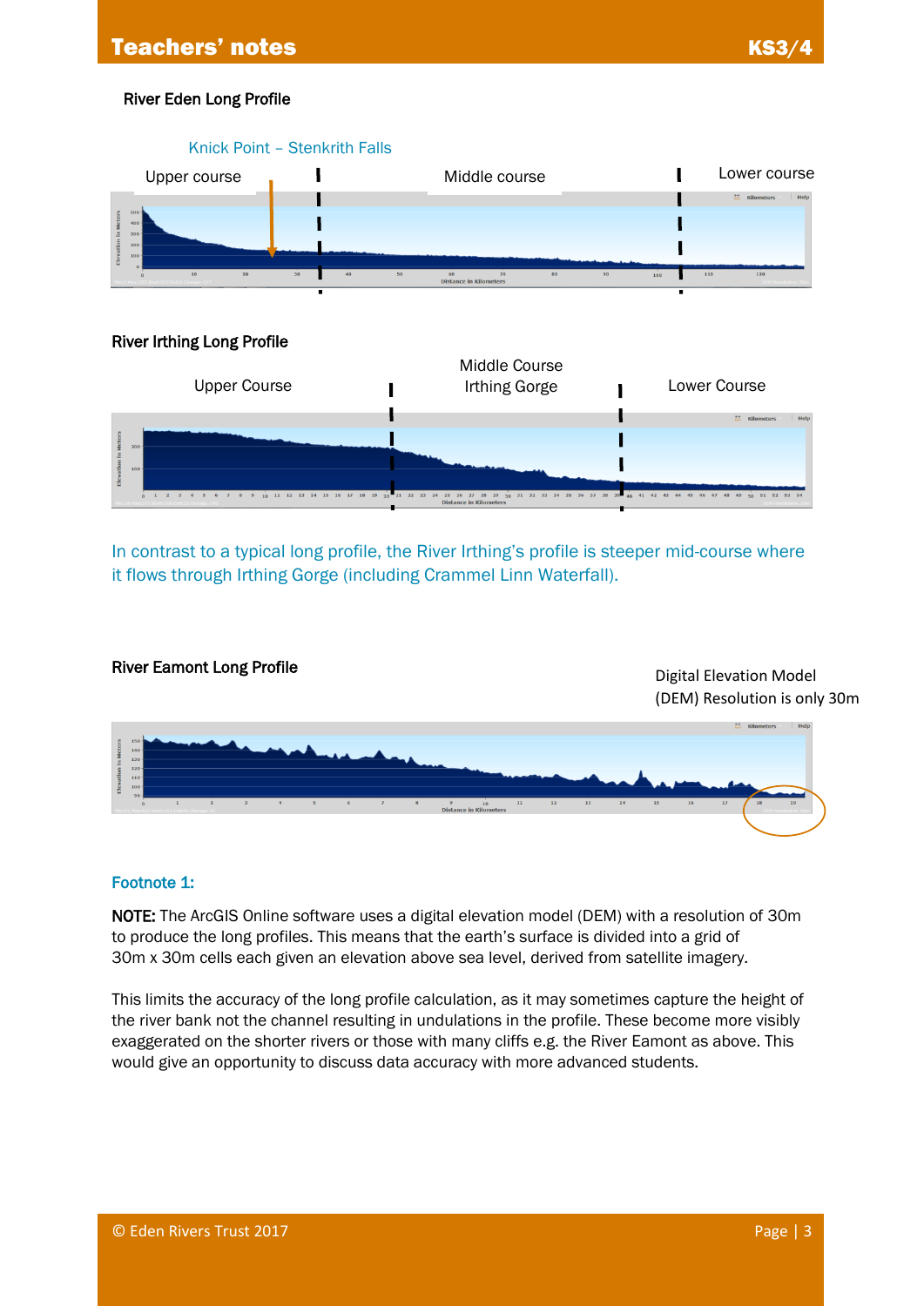River Eden Long Profile

Knick Point – Stenkrith Falls

Upper course

Middle course

Lower course

River Irthing Long Profile

Upper Course

Middle Course
Irthing Gorge

Lower Course

In contrast to a typical long profile, the River Irthing's profile is steeper mid-course where it flows through Irthing Gorge (including Crammel Linn Waterfall).

River Eamont Long Profile

Digital Elevation Model (DEM) Resolution is only 30m

**Footnote 1:**

**NOTE:** The ArcGIS Online software uses a digital elevation model (DEM) with a resolution of 30m to produce the long profiles. This means that the earth's surface is divided into a grid of 30m x 30m cells each given an elevation above sea level, derived from satellite imagery.

This limits the accuracy of the long profile calculation, as it may sometimes capture the height of the river bank not the channel resulting in undulations in the profile. These become more visibly exaggerated on the shorter rivers or those with many cliffs e.g. the River Eamont as above. This would give an opportunity to discuss data accuracy with more advanced students.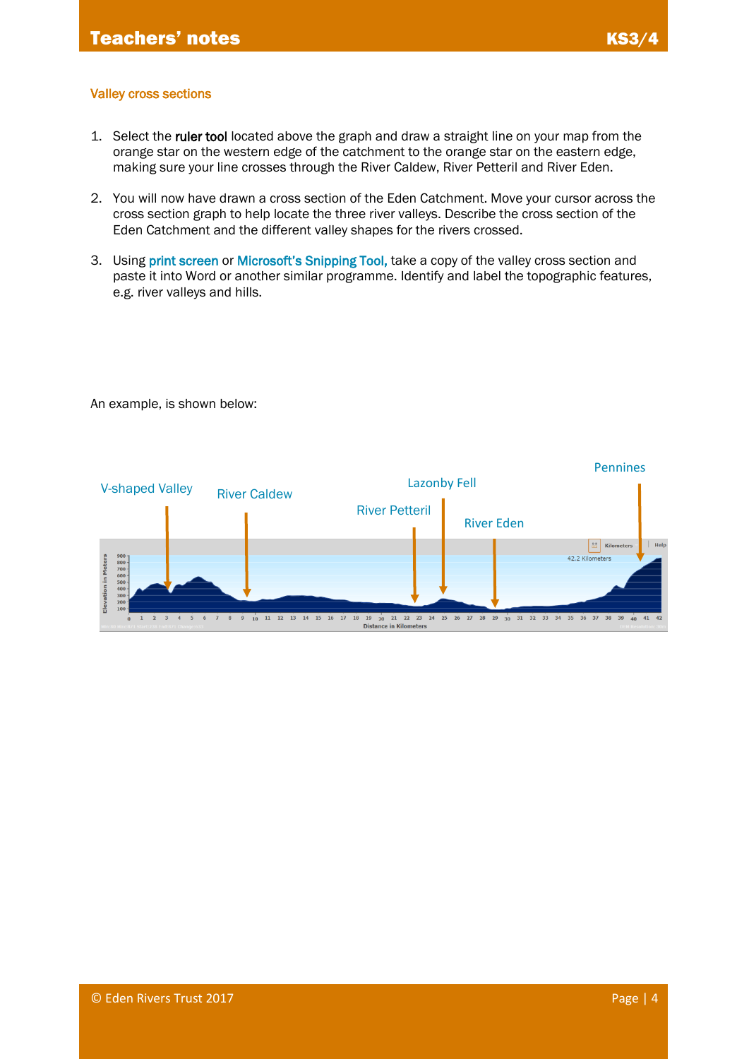### Valley cross sections

1. Select the **ruler tool** located above the graph and draw a straight line on your map from the orange star on the western edge of the catchment to the orange star on the eastern edge, making sure your line crosses through the River Caldew, River Petteril and River Eden.

2. You will now have drawn a cross section of the Eden Catchment. Move your cursor across the cross section graph to help locate the three river valleys. Describe the cross section of the Eden Catchment and the different valley shapes for the rivers crossed.

3. Using print screen or Microsoft's Snipping Tool, take a copy of the valley cross section and paste it into Word or another similar programme. Identify and label the topographic features, e.g. river valleys and hills.

An example, is shown below:

V-shaped Valley
River Caldew
River Petteril
Lazonby Fell
River Eden
Pennines

Kilometers
Help
42.2 Kilometers
Elevation in Meters
900
800
700
600
500
400
300
200
100
0 1 2 3 4 5 6 7 8 9 10 11 12 13 14 15 16 17 18 19 20 21 22 23 24 25 26 27 28 29 30 31 32 33 34 35 36 37 38 39 40 41 42
Distance in Kilometers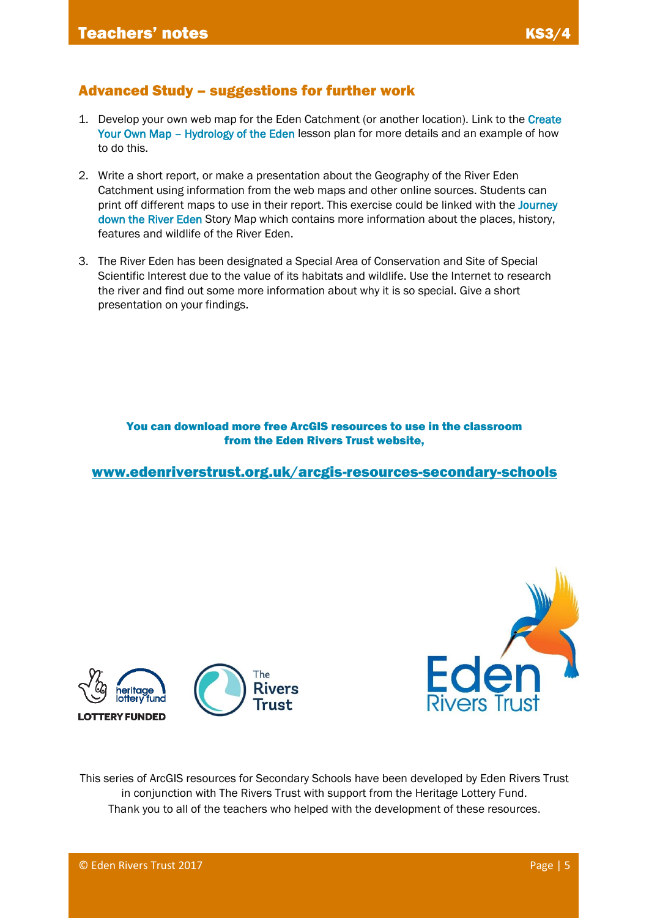## Advanced Study – suggestions for further work

1. Develop your own web map for the Eden Catchment (or another location). Link to the Create Your Own Map – Hydrology of the Eden lesson plan for more details and an example of how to do this.

2. Write a short report, or make a presentation about the Geography of the River Eden Catchment using information from the web maps and other online sources. Students can print off different maps to use in their report. This exercise could be linked with the Journey down the River Eden Story Map which contains more information about the places, history, features and wildlife of the River Eden.

3. The River Eden has been designated a Special Area of Conservation and Site of Special Scientific Interest due to the value of its habitats and wildlife. Use the Internet to research the river and find out some more information about why it is so special. Give a short presentation on your findings.

**You can download more free ArcGIS resources to use in the classroom from the Eden Rivers Trust website,**

**www.edenriverstrust.org.uk/arcgis-resources-secondary-schools**

heritage lottery fund

LOTTERY FUNDED

The Rivers Trust

Eden Rivers Trust

This series of ArcGIS resources for Secondary Schools have been developed by Eden Rivers Trust in conjunction with The Rivers Trust with support from the Heritage Lottery Fund.
Thank you to all of the teachers who helped with the development of these resources.

© Eden Rivers Trust 2017